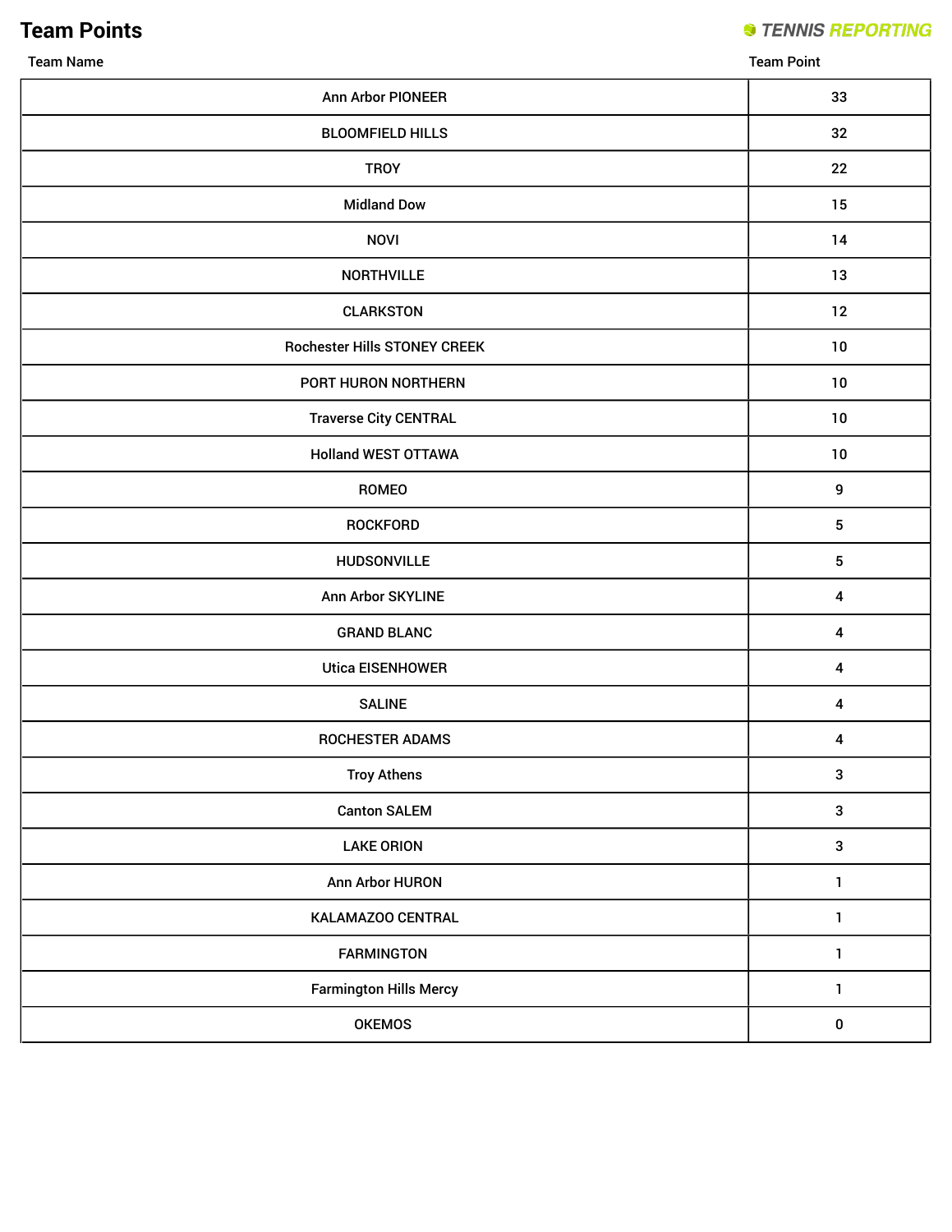# Team Points

TENNIS REPORTING

| Team Name | Team Point |
|---|---|
| Ann Arbor PIONEER | 33 |
| BLOOMFIELD HILLS | 32 |
| TROY | 22 |
| Midland Dow | 15 |
| NOVI | 14 |
| NORTHVILLE | 13 |
| CLARKSTON | 12 |
| Rochester Hills STONEY CREEK | 10 |
| PORT HURON NORTHERN | 10 |
| Traverse City CENTRAL | 10 |
| Holland WEST OTTAWA | 10 |
| ROMEO | 9 |
| ROCKFORD | 5 |
| HUDSONVILLE | 5 |
| Ann Arbor SKYLINE | 4 |
| GRAND BLANC | 4 |
| Utica EISENHOWER | 4 |
| SALINE | 4 |
| ROCHESTER ADAMS | 4 |
| Troy Athens | 3 |
| Canton SALEM | 3 |
| LAKE ORION | 3 |
| Ann Arbor HURON | 1 |
| KALAMAZOO CENTRAL | 1 |
| FARMINGTON | 1 |
| Farmington Hills Mercy | 1 |
| OKEMOS | 0 |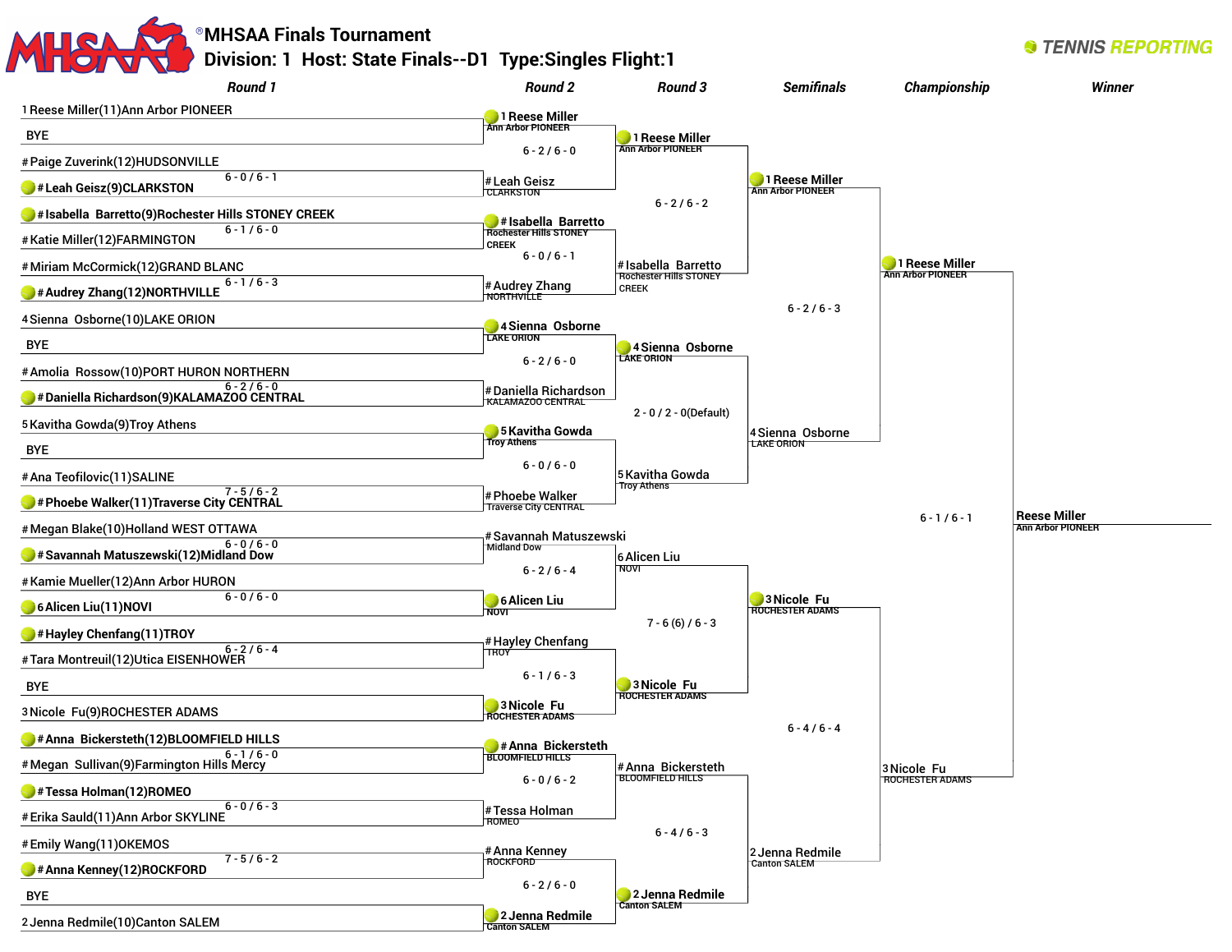# MHSAA Finals Tournament

## Division: 1 Host: State Finals--D1 Type:Singles Flight:1

TENNIS REPORTING

### Round 1

| Match | Player 1 | Player 2 | Score |
|---|---|---|---|
| 1 | 1 Reese Miller(11)Ann Arbor PIONEER | BYE | |
| 2 | # Paige Zuverink(12)HUDSONVILLE | **# Leah Geisz(9)CLARKSTON** | 6 - 0 / 6 - 1 |
| 3 | **# Isabella Barretto(9)Rochester Hills STONEY CREEK** | # Katie Miller(12)FARMINGTON | 6 - 1 / 6 - 0 |
| 4 | # Miriam McCormick(12)GRAND BLANC | **# Audrey Zhang(12)NORTHVILLE** | 6 - 1 / 6 - 3 |
| 5 | 4 Sienna Osborne(10)LAKE ORION | BYE | |
| 6 | # Amolia Rossow(10)PORT HURON NORTHERN | **# Daniella Richardson(9)KALAMAZOO CENTRAL** | 6 - 2 / 6 - 0 |
| 7 | 5 Kavitha Gowda(9)Troy Athens | BYE | |
| 8 | # Ana Teofilovic(11)SALINE | **# Phoebe Walker(11)Traverse City CENTRAL** | 7 - 5 / 6 - 2 |
| 9 | # Megan Blake(10)Holland WEST OTTAWA | **# Savannah Matuszewski(12)Midland Dow** | 6 - 0 / 6 - 0 |
| 10 | # Kamie Mueller(12)Ann Arbor HURON | **6 Alicen Liu(11)NOVI** | 6 - 0 / 6 - 0 |
| 11 | **# Hayley Chenfang(11)TROY** | # Tara Montreuil(12)Utica EISENHOWER | 6 - 2 / 6 - 4 |
| 12 | BYE | 3 Nicole Fu(9)ROCHESTER ADAMS | |
| 13 | **# Anna Bickersteth(12)BLOOMFIELD HILLS** | # Megan Sullivan(9)Farmington Hills Mercy | 6 - 1 / 6 - 0 |
| 14 | **# Tessa Holman(12)ROMEO** | # Erika Sauld(11)Ann Arbor SKYLINE | 6 - 0 / 6 - 3 |
| 15 | # Emily Wang(11)OKEMOS | **# Anna Kenney(12)ROCKFORD** | 7 - 5 / 6 - 2 |
| 16 | BYE | 2 Jenna Redmile(10)Canton SALEM | |

### Round 2

| Player 1 | Player 2 | Score |
|---|---|---|
| **1 Reese Miller** Ann Arbor PIONEER | # Leah Geisz CLARKSTON | 6 - 2 / 6 - 0 |
| **# Isabella Barretto** Rochester Hills STONEY CREEK | # Audrey Zhang NORTHVILLE | 6 - 0 / 6 - 1 |
| **4 Sienna Osborne** LAKE ORION | # Daniella Richardson KALAMAZOO CENTRAL | 6 - 2 / 6 - 0 |
| **5 Kavitha Gowda** Troy Athens | # Phoebe Walker Traverse City CENTRAL | 6 - 0 / 6 - 0 |
| # Savannah Matuszewski Midland Dow | **6 Alicen Liu** NOVI | 6 - 2 / 6 - 4 |
| # Hayley Chenfang TROY | **3 Nicole Fu** ROCHESTER ADAMS | 6 - 1 / 6 - 3 |
| **# Anna Bickersteth** BLOOMFIELD HILLS | # Tessa Holman ROMEO | 6 - 0 / 6 - 2 |
| # Anna Kenney ROCKFORD | **2 Jenna Redmile** Canton SALEM | 6 - 2 / 6 - 0 |

### Round 3

| Player 1 | Player 2 | Score |
|---|---|---|
| **1 Reese Miller** Ann Arbor PIONEER | # Isabella Barretto Rochester Hills STONEY CREEK | 6 - 2 / 6 - 2 |
| **4 Sienna Osborne** LAKE ORION | 5 Kavitha Gowda Troy Athens | 2 - 0 / 2 - 0(Default) |
| 6 Alicen Liu NOVI | **3 Nicole Fu** ROCHESTER ADAMS | 7 - 6 (6) / 6 - 3 |
| # Anna Bickersteth BLOOMFIELD HILLS | **2 Jenna Redmile** Canton SALEM | 6 - 4 / 6 - 3 |

### Semifinals

| Player 1 | Player 2 | Score |
|---|---|---|
| **1 Reese Miller** Ann Arbor PIONEER | 4 Sienna Osborne LAKE ORION | 6 - 2 / 6 - 3 |
| **3 Nicole Fu** ROCHESTER ADAMS | 2 Jenna Redmile Canton SALEM | 6 - 4 / 6 - 4 |

### Championship

| Player 1 | Player 2 | Score |
|---|---|---|
| **1 Reese Miller** Ann Arbor PIONEER | 3 Nicole Fu ROCHESTER ADAMS | 6 - 1 / 6 - 1 |

### Winner

**Reese Miller** Ann Arbor PIONEER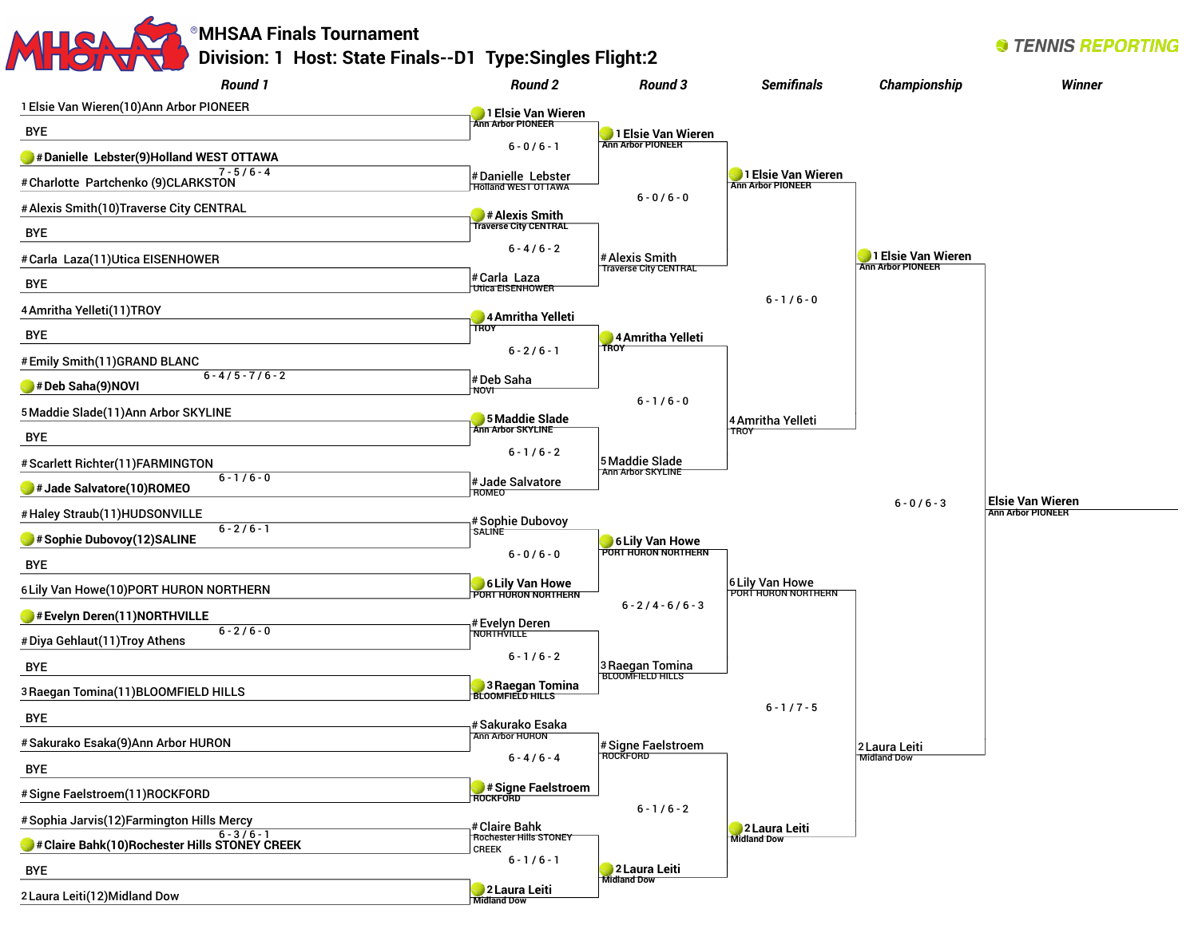# MHSAA Finals Tournament

## Division: 1 Host: State Finals--D1 Type:Singles Flight:2

TENNIS REPORTING

### Round 1

| Match | Player 1 | Player 2 | Score |
|---|---|---|---|
| 1 | 1 Elsie Van Wieren(10)Ann Arbor PIONEER | BYE | |
| 2 | # Danielle Lebster(9)Holland WEST OTTAWA (winner) | # Charlotte Partchenko (9)CLARKSTON | 7 - 5 / 6 - 4 |
| 3 | # Alexis Smith(10)Traverse City CENTRAL | BYE | |
| 4 | # Carla Laza(11)Utica EISENHOWER | BYE | |
| 5 | 4 Amritha Yelleti(11)TROY | BYE | |
| 6 | # Emily Smith(11)GRAND BLANC | # Deb Saha(9)NOVI (winner) | 6 - 4 / 5 - 7 / 6 - 2 |
| 7 | 5 Maddie Slade(11)Ann Arbor SKYLINE | BYE | |
| 8 | # Scarlett Richter(11)FARMINGTON | # Jade Salvatore(10)ROMEO (winner) | 6 - 1 / 6 - 0 |
| 9 | # Haley Straub(11)HUDSONVILLE | # Sophie Dubovoy(12)SALINE (winner) | 6 - 2 / 6 - 1 |
| 10 | BYE | 6 Lily Van Howe(10)PORT HURON NORTHERN | |
| 11 | # Evelyn Deren(11)NORTHVILLE (winner) | # Diya Gehlaut(11)Troy Athens | 6 - 2 / 6 - 0 |
| 12 | BYE | 3 Raegan Tomina(11)BLOOMFIELD HILLS | |
| 13 | BYE | # Sakurako Esaka(9)Ann Arbor HURON | |
| 14 | BYE | # Signe Faelstroem(11)ROCKFORD | |
| 15 | # Sophia Jarvis(12)Farmington Hills Mercy | # Claire Bahk(10)Rochester Hills STONEY CREEK (winner) | 6 - 3 / 6 - 1 |
| 16 | BYE | 2 Laura Leiti(12)Midland Dow | |

### Round 2

| Player 1 | Player 2 | Score |
|---|---|---|
| 1 Elsie Van Wieren, Ann Arbor PIONEER (winner) | # Danielle Lebster, Holland WEST OTTAWA | 6 - 0 / 6 - 1 |
| # Alexis Smith, Traverse City CENTRAL (winner) | # Carla Laza, Utica EISENHOWER | 6 - 4 / 6 - 2 |
| 4 Amritha Yelleti, TROY (winner) | # Deb Saha, NOVI | 6 - 2 / 6 - 1 |
| 5 Maddie Slade, Ann Arbor SKYLINE (winner) | # Jade Salvatore, ROMEO | 6 - 1 / 6 - 2 |
| # Sophie Dubovoy, SALINE | 6 Lily Van Howe, PORT HURON NORTHERN (winner) | 6 - 0 / 6 - 0 |
| # Evelyn Deren, NORTHVILLE | 3 Raegan Tomina, BLOOMFIELD HILLS (winner) | 6 - 1 / 6 - 2 |
| # Sakurako Esaka, Ann Arbor HURON | # Signe Faelstroem, ROCKFORD (winner) | 6 - 4 / 6 - 4 |
| # Claire Bahk, Rochester Hills STONEY CREEK | 2 Laura Leiti, Midland Dow (winner) | 6 - 1 / 6 - 1 |

### Round 3

| Player 1 | Player 2 | Score |
|---|---|---|
| 1 Elsie Van Wieren, Ann Arbor PIONEER (winner) | # Alexis Smith, Traverse City CENTRAL | 6 - 0 / 6 - 0 |
| 4 Amritha Yelleti, TROY (winner) | 5 Maddie Slade, Ann Arbor SKYLINE | 6 - 1 / 6 - 0 |
| 6 Lily Van Howe, PORT HURON NORTHERN (winner) | 3 Raegan Tomina, BLOOMFIELD HILLS | 6 - 2 / 4 - 6 / 6 - 3 |
| # Signe Faelstroem, ROCKFORD | 2 Laura Leiti, Midland Dow (winner) | 6 - 1 / 6 - 2 |

### Semifinals

| Player 1 | Player 2 | Score |
|---|---|---|
| 1 Elsie Van Wieren, Ann Arbor PIONEER (winner) | 4 Amritha Yelleti, TROY | 6 - 1 / 6 - 0 |
| 6 Lily Van Howe, PORT HURON NORTHERN | 2 Laura Leiti, Midland Dow (winner) | 6 - 1 / 7 - 5 |

### Championship

| Player 1 | Player 2 | Score |
|---|---|---|
| 1 Elsie Van Wieren, Ann Arbor PIONEER (winner) | 2 Laura Leiti, Midland Dow | 6 - 0 / 6 - 3 |

### Winner

Elsie Van Wieren, Ann Arbor PIONEER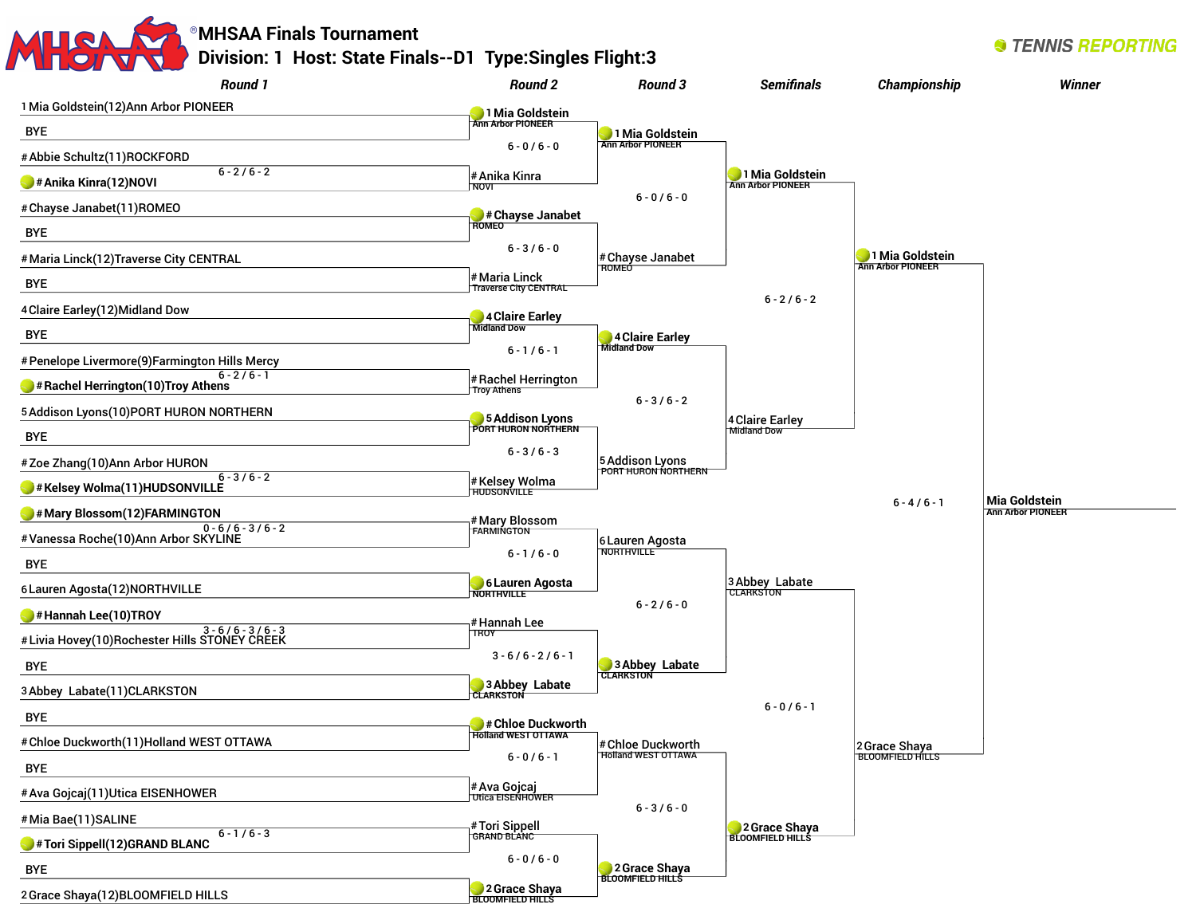# MHSAA Finals Tournament

**Division: 1 Host: State Finals--D1 Type: Singles Flight: 3**

TENNIS REPORTING

## Round 1

| Match | Player 1 | Player 2 | Score | Winner |
|---|---|---|---|---|
| 1 | 1 Mia Goldstein(12)Ann Arbor PIONEER | BYE | | Mia Goldstein |
| 2 | # Abbie Schultz(11)ROCKFORD | # Anika Kinra(12)NOVI | 6 - 2 / 6 - 2 | Anika Kinra |
| 3 | # Chayse Janabet(11)ROMEO | BYE | | Chayse Janabet |
| 4 | # Maria Linck(12)Traverse City CENTRAL | BYE | | Maria Linck |
| 5 | 4 Claire Earley(12)Midland Dow | BYE | | Claire Earley |
| 6 | # Penelope Livermore(9)Farmington Hills Mercy | # Rachel Herrington(10)Troy Athens | 6 - 2 / 6 - 1 | Rachel Herrington |
| 7 | 5 Addison Lyons(10)PORT HURON NORTHERN | BYE | | Addison Lyons |
| 8 | # Zoe Zhang(10)Ann Arbor HURON | # Kelsey Wolma(11)HUDSONVILLE | 6 - 3 / 6 - 2 | Kelsey Wolma |
| 9 | # Mary Blossom(12)FARMINGTON | # Vanessa Roche(10)Ann Arbor SKYLINE | 0 - 6 / 6 - 3 / 6 - 2 | Mary Blossom |
| 10 | BYE | 6 Lauren Agosta(12)NORTHVILLE | | Lauren Agosta |
| 11 | # Hannah Lee(10)TROY | # Livia Hovey(10)Rochester Hills STONEY CREEK | 3 - 6 / 6 - 3 / 6 - 3 | Hannah Lee |
| 12 | BYE | 3 Abbey Labate(11)CLARKSTON | | Abbey Labate |
| 13 | BYE | # Chloe Duckworth(11)Holland WEST OTTAWA | | Chloe Duckworth |
| 14 | BYE | # Ava Gojcaj(11)Utica EISENHOWER | | Ava Gojcaj |
| 15 | # Mia Bae(11)SALINE | # Tori Sippell(12)GRAND BLANC | 6 - 1 / 6 - 3 | Tori Sippell |
| 16 | BYE | 2 Grace Shaya(12)BLOOMFIELD HILLS | | Grace Shaya |

## Round 2

| Player 1 | Player 2 | Score | Winner |
|---|---|---|---|
| 1 Mia Goldstein (Ann Arbor PIONEER) | # Anika Kinra (NOVI) | 6 - 0 / 6 - 0 | Mia Goldstein |
| # Chayse Janabet (ROMEO) | # Maria Linck (Traverse City CENTRAL) | 6 - 3 / 6 - 0 | Chayse Janabet |
| 4 Claire Earley (Midland Dow) | # Rachel Herrington (Troy Athens) | 6 - 1 / 6 - 1 | Claire Earley |
| 5 Addison Lyons (PORT HURON NORTHERN) | # Kelsey Wolma (HUDSONVILLE) | 6 - 3 / 6 - 3 | Addison Lyons |
| # Mary Blossom (FARMINGTON) | 6 Lauren Agosta (NORTHVILLE) | 6 - 1 / 6 - 0 | Lauren Agosta |
| # Hannah Lee (TROY) | 3 Abbey Labate (CLARKSTON) | 3 - 6 / 6 - 2 / 6 - 1 | Abbey Labate |
| # Chloe Duckworth (Holland WEST OTTAWA) | # Ava Gojcaj (Utica EISENHOWER) | 6 - 0 / 6 - 1 | Chloe Duckworth |
| # Tori Sippell (GRAND BLANC) | 2 Grace Shaya (BLOOMFIELD HILLS) | 6 - 0 / 6 - 0 | Grace Shaya |

## Round 3

| Player 1 | Player 2 | Score | Winner |
|---|---|---|---|
| 1 Mia Goldstein (Ann Arbor PIONEER) | # Chayse Janabet (ROMEO) | 6 - 0 / 6 - 0 | Mia Goldstein |
| 4 Claire Earley (Midland Dow) | 5 Addison Lyons (PORT HURON NORTHERN) | 6 - 3 / 6 - 2 | Claire Earley |
| 6 Lauren Agosta (NORTHVILLE) | 3 Abbey Labate (CLARKSTON) | 6 - 2 / 6 - 0 | Abbey Labate |
| # Chloe Duckworth (Holland WEST OTTAWA) | 2 Grace Shaya (BLOOMFIELD HILLS) | 6 - 3 / 6 - 0 | Grace Shaya |

## Semifinals

| Player 1 | Player 2 | Score | Winner |
|---|---|---|---|
| 1 Mia Goldstein (Ann Arbor PIONEER) | 4 Claire Earley (Midland Dow) | 6 - 2 / 6 - 2 | Mia Goldstein |
| 3 Abbey Labate (CLARKSTON) | 2 Grace Shaya (BLOOMFIELD HILLS) | 6 - 0 / 6 - 1 | Grace Shaya |

## Championship

| Player 1 | Player 2 | Score | Winner |
|---|---|---|---|
| 1 Mia Goldstein (Ann Arbor PIONEER) | 2 Grace Shaya (BLOOMFIELD HILLS) | 6 - 4 / 6 - 1 | Mia Goldstein |

## Winner

Mia Goldstein — Ann Arbor PIONEER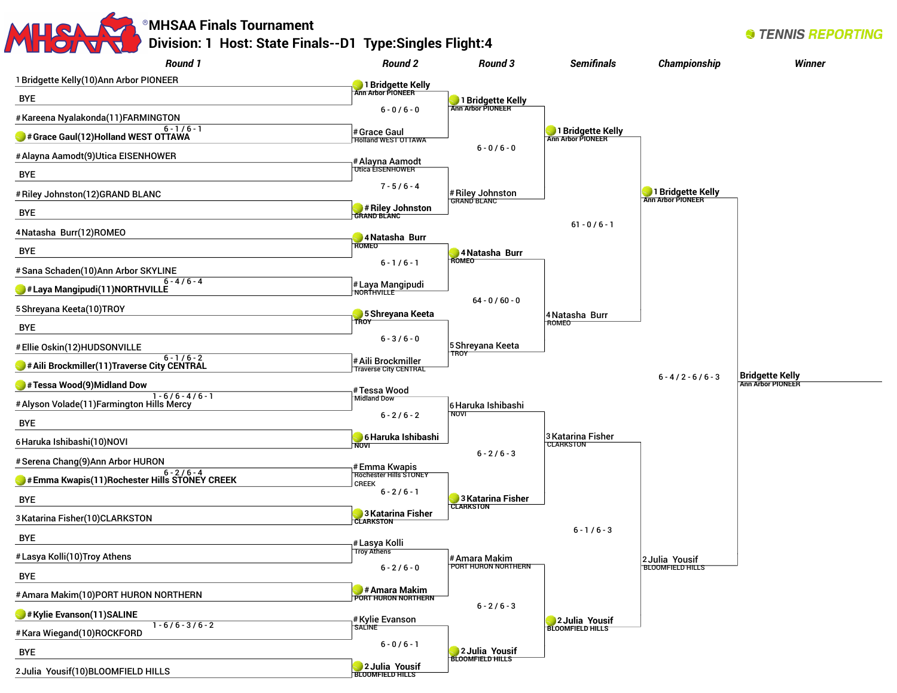# MHSAA Finals Tournament

**Division: 1 Host: State Finals--D1 Type: Singles Flight: 4**

TENNIS REPORTING

## Round 1

| Player | Score |
|---|---|
| 1 Bridgette Kelly(10)Ann Arbor PIONEER | |
| BYE | |
| # Kareena Nyalakonda(11)FARMINGTON | |
| **# Grace Gaul(12)Holland WEST OTTAWA** | 6 - 1 / 6 - 1 |
| # Alayna Aamodt(9)Utica EISENHOWER | |
| BYE | |
| # Riley Johnston(12)GRAND BLANC | |
| BYE | |
| 4 Natasha Burr(12)ROMEO | |
| BYE | |
| # Sana Schaden(10)Ann Arbor SKYLINE | |
| **# Laya Mangipudi(11)NORTHVILLE** | 6 - 4 / 6 - 4 |
| 5 Shreyana Keeta(10)TROY | |
| BYE | |
| # Ellie Oskin(12)HUDSONVILLE | |
| **# Aili Brockmiller(11)Traverse City CENTRAL** | 6 - 1 / 6 - 2 |
| **# Tessa Wood(9)Midland Dow** | 1 - 6 / 6 - 4 / 6 - 1 |
| # Alyson Volade(11)Farmington Hills Mercy | |
| BYE | |
| 6 Haruka Ishibashi(10)NOVI | |
| # Serena Chang(9)Ann Arbor HURON | |
| **# Emma Kwapis(11)Rochester Hills STONEY CREEK** | 6 - 2 / 6 - 4 |
| BYE | |
| 3 Katarina Fisher(10)CLARKSTON | |
| BYE | |
| # Lasya Kolli(10)Troy Athens | |
| BYE | |
| # Amara Makim(10)PORT HURON NORTHERN | |
| **# Kylie Evanson(11)SALINE** | 1 - 6 / 6 - 3 / 6 - 2 |
| # Kara Wiegand(10)ROCKFORD | |
| BYE | |
| 2 Julia Yousif(10)BLOOMFIELD HILLS | |

## Round 2

| Match | Winner (bold) | Score |
|---|---|---|
| **1 Bridgette Kelly** (Ann Arbor PIONEER) vs # Grace Gaul (Holland WEST OTTAWA) | 1 Bridgette Kelly | 6 - 0 / 6 - 0 |
| # Alayna Aamodt (Utica EISENHOWER) vs **# Riley Johnston** (GRAND BLANC) | # Riley Johnston | 7 - 5 / 6 - 4 |
| **4 Natasha Burr** (ROMEO) vs # Laya Mangipudi (NORTHVILLE) | 4 Natasha Burr | 6 - 1 / 6 - 1 |
| **5 Shreyana Keeta** (TROY) vs # Aili Brockmiller (Traverse City CENTRAL) | 5 Shreyana Keeta | 6 - 3 / 6 - 0 |
| # Tessa Wood (Midland Dow) vs **6 Haruka Ishibashi** (NOVI) | 6 Haruka Ishibashi | 6 - 2 / 6 - 2 |
| # Emma Kwapis (Rochester Hills STONEY CREEK) vs **3 Katarina Fisher** (CLARKSTON) | 3 Katarina Fisher | 6 - 2 / 6 - 1 |
| # Lasya Kolli (Troy Athens) vs **# Amara Makim** (PORT HURON NORTHERN) | # Amara Makim | 6 - 2 / 6 - 0 |
| # Kylie Evanson (SALINE) vs **2 Julia Yousif** (BLOOMFIELD HILLS) | 2 Julia Yousif | 6 - 0 / 6 - 1 |

## Round 3

| Match | Winner | Score |
|---|---|---|
| **1 Bridgette Kelly** (Ann Arbor PIONEER) vs # Riley Johnston (GRAND BLANC) | 1 Bridgette Kelly | 6 - 0 / 6 - 0 |
| **4 Natasha Burr** (ROMEO) vs 5 Shreyana Keeta (TROY) | 4 Natasha Burr | 64 - 0 / 60 - 0 |
| 6 Haruka Ishibashi (NOVI) vs **3 Katarina Fisher** (CLARKSTON) | 3 Katarina Fisher | 6 - 2 / 6 - 3 |
| # Amara Makim (PORT HURON NORTHERN) vs **2 Julia Yousif** (BLOOMFIELD HILLS) | 2 Julia Yousif | 6 - 2 / 6 - 3 |

## Semifinals

| Match | Winner | Score |
|---|---|---|
| **1 Bridgette Kelly** (Ann Arbor PIONEER) vs 4 Natasha Burr (ROMEO) | 1 Bridgette Kelly | 61 - 0 / 6 - 1 |
| 3 Katarina Fisher (CLARKSTON) vs **2 Julia Yousif** (BLOOMFIELD HILLS) | 2 Julia Yousif | 6 - 1 / 6 - 3 |

## Championship

| Match | Winner | Score |
|---|---|---|
| **1 Bridgette Kelly** (Ann Arbor PIONEER) vs 2 Julia Yousif (BLOOMFIELD HILLS) | Bridgette Kelly | 6 - 4 / 2 - 6 / 6 - 3 |

## Winner

**Bridgette Kelly**
Ann Arbor PIONEER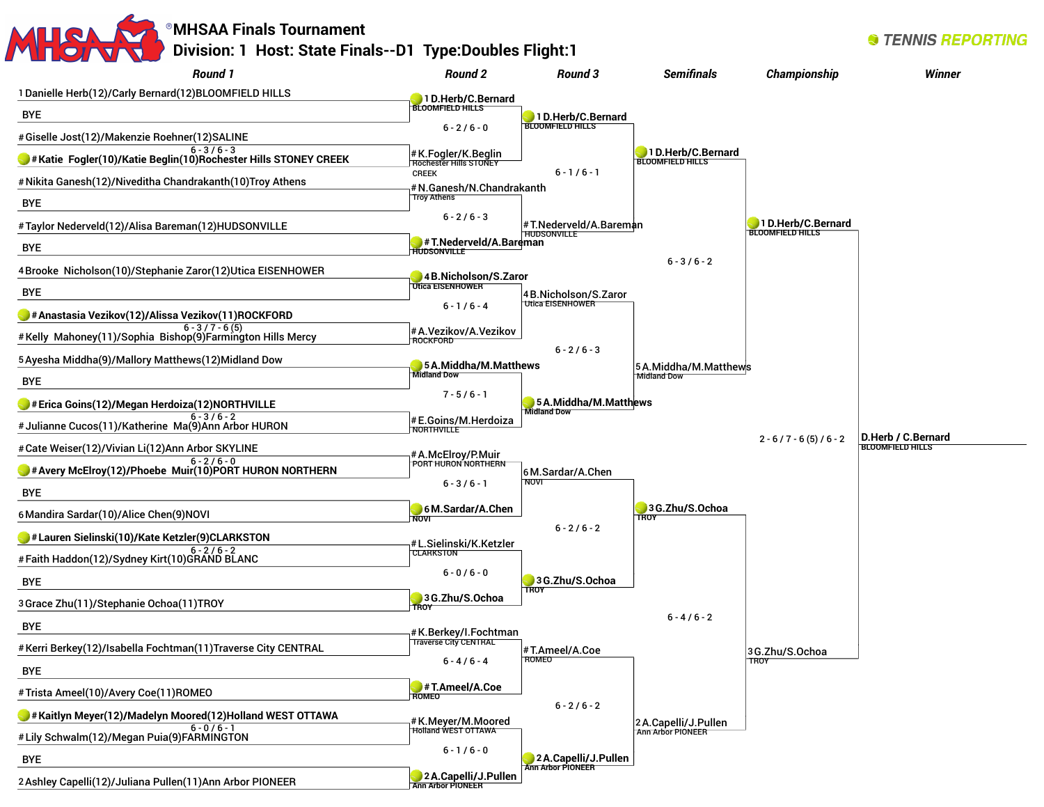# MHSAA Finals Tournament

## Division: 1 Host: State Finals--D1 Type: Doubles Flight: 1

TENNIS REPORTING

### Round 1

| Match | Player 1 | Player 2 | Score |
|---|---|---|---|
| 1 | 1 Danielle Herb(12)/Carly Bernard(12) BLOOMFIELD HILLS | BYE | |
| 2 | # Giselle Jost(12)/Makenzie Roehner(12) SALINE | # Katie Fogler(10)/Katie Beglin(10) Rochester Hills STONEY CREEK (winner) | 6 - 3 / 6 - 3 |
| 3 | # Nikita Ganesh(12)/Niveditha Chandrakanth(10) Troy Athens | BYE | |
| 4 | # Taylor Nederveld(12)/Alisa Bareman(12) HUDSONVILLE | BYE | |
| 5 | 4 Brooke Nicholson(10)/Stephanie Zaror(12) Utica EISENHOWER | BYE | |
| 6 | # Anastasia Vezikov(12)/Alissa Vezikov(11) ROCKFORD (winner) | # Kelly Mahoney(11)/Sophia Bishop(9) Farmington Hills Mercy | 6 - 3 / 7 - 6 (5) |
| 7 | 5 Ayesha Middha(9)/Mallory Matthews(12) Midland Dow | BYE | |
| 8 | # Erica Goins(12)/Megan Herdoiza(12) NORTHVILLE (winner) | # Julianne Cucos(11)/Katherine Ma(9) Ann Arbor HURON | 6 - 3 / 6 - 2 |
| 9 | # Cate Weiser(12)/Vivian Li(12) Ann Arbor SKYLINE | # Avery McElroy(12)/Phoebe Muir(10) PORT HURON NORTHERN (winner) | 6 - 2 / 6 - 0 |
| 10 | BYE | 6 Mandira Sardar(10)/Alice Chen(9) NOVI | |
| 11 | # Lauren Sielinski(10)/Kate Ketzler(9) CLARKSTON (winner) | # Faith Haddon(12)/Sydney Kirt(10) GRAND BLANC | 6 - 2 / 6 - 2 |
| 12 | BYE | 3 Grace Zhu(11)/Stephanie Ochoa(11) TROY | |
| 13 | BYE | # Kerri Berkey(12)/Isabella Fochtman(11) Traverse City CENTRAL | |
| 14 | BYE | # Trista Ameel(10)/Avery Coe(11) ROMEO | |
| 15 | # Kaitlyn Meyer(12)/Madelyn Moored(12) Holland WEST OTTAWA (winner) | # Lily Schwalm(12)/Megan Puia(9) FARMINGTON | 6 - 0 / 6 - 1 |
| 16 | BYE | 2 Ashley Capelli(12)/Juliana Pullen(11) Ann Arbor PIONEER | |

### Round 2

| Player 1 | Player 2 | Score |
|---|---|---|
| 1 D.Herb/C.Bernard BLOOMFIELD HILLS (winner) | # K.Fogler/K.Beglin Rochester Hills STONEY CREEK | 6 - 2 / 6 - 0 |
| # N.Ganesh/N.Chandrakanth Troy Athens | # T.Nederveld/A.Bareman HUDSONVILLE (winner) | 6 - 2 / 6 - 3 |
| 4 B.Nicholson/S.Zaror Utica EISENHOWER (winner) | # A.Vezikov/A.Vezikov ROCKFORD | 6 - 1 / 6 - 4 |
| 5 A.Middha/M.Matthews Midland Dow (winner) | # E.Goins/M.Herdoiza NORTHVILLE | 7 - 5 / 6 - 1 |
| # A.McElroy/P.Muir PORT HURON NORTHERN | 6 M.Sardar/A.Chen NOVI (winner) | 6 - 3 / 6 - 1 |
| # L.Sielinski/K.Ketzler CLARKSTON | 3 G.Zhu/S.Ochoa TROY (winner) | 6 - 0 / 6 - 0 |
| # K.Berkey/I.Fochtman Traverse City CENTRAL | # T.Ameel/A.Coe ROMEO (winner) | 6 - 4 / 6 - 4 |
| # K.Meyer/M.Moored Holland WEST OTTAWA | 2 A.Capelli/J.Pullen Ann Arbor PIONEER (winner) | 6 - 1 / 6 - 0 |

### Round 3

| Player 1 | Player 2 | Score |
|---|---|---|
| 1 D.Herb/C.Bernard BLOOMFIELD HILLS (winner) | # T.Nederveld/A.Bareman HUDSONVILLE | 6 - 1 / 6 - 1 |
| 4 B.Nicholson/S.Zaror Utica EISENHOWER | 5 A.Middha/M.Matthews Midland Dow (winner) | 6 - 2 / 6 - 3 |
| 6 M.Sardar/A.Chen NOVI | 3 G.Zhu/S.Ochoa TROY (winner) | 6 - 2 / 6 - 2 |
| # T.Ameel/A.Coe ROMEO | 2 A.Capelli/J.Pullen Ann Arbor PIONEER (winner) | 6 - 2 / 6 - 2 |

### Semifinals

| Player 1 | Player 2 | Score |
|---|---|---|
| 1 D.Herb/C.Bernard BLOOMFIELD HILLS (winner) | 5 A.Middha/M.Matthews Midland Dow | 6 - 3 / 6 - 2 |
| 3 G.Zhu/S.Ochoa TROY (winner) | 2 A.Capelli/J.Pullen Ann Arbor PIONEER | 6 - 4 / 6 - 2 |

### Championship

| Player 1 | Player 2 | Score |
|---|---|---|
| 1 D.Herb/C.Bernard BLOOMFIELD HILLS (winner) | 3 G.Zhu/S.Ochoa TROY | 2 - 6 / 7 - 6 (5) / 6 - 2 |

### Winner

D.Herb / C.Bernard BLOOMFIELD HILLS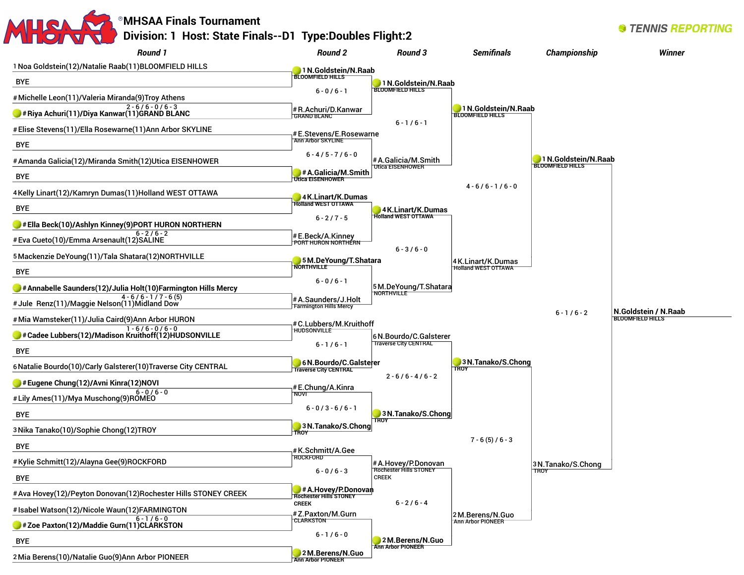# MHSAA Finals Tournament

## Division: 1 Host: State Finals--D1 Type:Doubles Flight:2

TENNIS REPORTING

### Round 1

| Seed | Team | Score |
|---|---|---|
| 1 | Noa Goldstein(12)/Natalie Raab(11)BLOOMFIELD HILLS | |
| | BYE | |
| # | Michelle Leon(11)/Valeria Miranda(9)Troy Athens | |
| # | **Riya Achuri(11)/Diya Kanwar(11)GRAND BLANC** | 2 - 6 / 6 - 0 / 6 - 3 |
| # | Elise Stevens(11)/Ella Rosewarne(11)Ann Arbor SKYLINE | |
| | BYE | |
| # | Amanda Galicia(12)/Miranda Smith(12)Utica EISENHOWER | |
| | BYE | |
| 4 | Kelly Linart(12)/Kamryn Dumas(11)Holland WEST OTTAWA | |
| | BYE | |
| # | **Ella Beck(10)/Ashlyn Kinney(9)PORT HURON NORTHERN** | 6 - 2 / 6 - 2 |
| # | Eva Cueto(10)/Emma Arsenault(12)SALINE | |
| 5 | Mackenzie DeYoung(11)/Tala Shatara(12)NORTHVILLE | |
| | BYE | |
| # | **Annabelle Saunders(12)/Julia Holt(10)Farmington Hills Mercy** | 4 - 6 / 6 - 1 / 7 - 6 (5) |
| # | Jule Renz(11)/Maggie Nelson(11)Midland Dow | |
| # | Mia Wamsteker(11)/Julia Caird(9)Ann Arbor HURON | |
| # | **Cadee Lubbers(12)/Madison Kruithoff(12)HUDSONVILLE** | 1 - 6 / 6 - 0 / 6 - 0 |
| | BYE | |
| 6 | Natalie Bourdo(10)/Carly Galsterer(10)Traverse City CENTRAL | |
| # | **Eugene Chung(12)/Avni Kinra(12)NOVI** | 6 - 0 / 6 - 0 |
| # | Lily Ames(11)/Mya Muschong(9)ROMEO | |
| | BYE | |
| 3 | Nika Tanako(10)/Sophie Chong(12)TROY | |
| | BYE | |
| # | Kylie Schmitt(12)/Alayna Gee(9)ROCKFORD | |
| | BYE | |
| # | Ava Hovey(12)/Peyton Donovan(12)Rochester Hills STONEY CREEK | |
| # | Isabel Watson(12)/Nicole Waun(12)FARMINGTON | |
| # | **Zoe Paxton(12)/Maddie Gurn(11)CLARKSTON** | 6 - 1 / 6 - 0 |
| | BYE | |
| 2 | Mia Berens(10)/Natalie Guo(9)Ann Arbor PIONEER | |

### Round 2

| Team | Score |
|---|---|
| **1 N.Goldstein/N.Raab** BLOOMFIELD HILLS | 6 - 0 / 6 - 1 |
| # R.Achuri/D.Kanwar GRAND BLANC | |
| # E.Stevens/E.Rosewarne Ann Arbor SKYLINE | |
| **# A.Galicia/M.Smith** Utica EISENHOWER | 6 - 4 / 5 - 7 / 6 - 0 |
| **4 K.Linart/K.Dumas** Holland WEST OTTAWA | 6 - 2 / 7 - 5 |
| # E.Beck/A.Kinney PORT HURON NORTHERN | |
| **5 M.DeYoung/T.Shatara** NORTHVILLE | 6 - 0 / 6 - 1 |
| # A.Saunders/J.Holt Farmington Hills Mercy | |
| # C.Lubbers/M.Kruithoff HUDSONVILLE | |
| **6 N.Bourdo/C.Galsterer** Traverse City CENTRAL | 6 - 1 / 6 - 1 |
| # E.Chung/A.Kinra NOVI | |
| **3 N.Tanako/S.Chong** TROY | 6 - 0 / 3 - 6 / 6 - 1 |
| # K.Schmitt/A.Gee ROCKFORD | |
| **# A.Hovey/P.Donovan** Rochester Hills STONEY CREEK | 6 - 0 / 6 - 3 |
| # Z.Paxton/M.Gurn CLARKSTON | |
| **2 M.Berens/N.Guo** Ann Arbor PIONEER | 6 - 1 / 6 - 0 |

### Round 3

| Team | Score |
|---|---|
| **1 N.Goldstein/N.Raab** BLOOMFIELD HILLS | 6 - 1 / 6 - 1 |
| # A.Galicia/M.Smith Utica EISENHOWER | |
| **4 K.Linart/K.Dumas** Holland WEST OTTAWA | 6 - 3 / 6 - 0 |
| 5 M.DeYoung/T.Shatara NORTHVILLE | |
| 6 N.Bourdo/C.Galsterer Traverse City CENTRAL | |
| **3 N.Tanako/S.Chong** TROY | 2 - 6 / 6 - 4 / 6 - 2 |
| # A.Hovey/P.Donovan Rochester Hills STONEY CREEK | |
| **2 M.Berens/N.Guo** Ann Arbor PIONEER | 6 - 2 / 6 - 4 |

### Semifinals

| Team | Score |
|---|---|
| **1 N.Goldstein/N.Raab** BLOOMFIELD HILLS | 4 - 6 / 6 - 1 / 6 - 0 |
| 4 K.Linart/K.Dumas Holland WEST OTTAWA | |
| **3 N.Tanako/S.Chong** TROY | 7 - 6 (5) / 6 - 3 |
| 2 M.Berens/N.Guo Ann Arbor PIONEER | |

### Championship

| Team | Score |
|---|---|
| **1 N.Goldstein/N.Raab** BLOOMFIELD HILLS | 6 - 1 / 6 - 2 |
| 3 N.Tanako/S.Chong TROY | |

### Winner

N.Goldstein / N.Raab BLOOMFIELD HILLS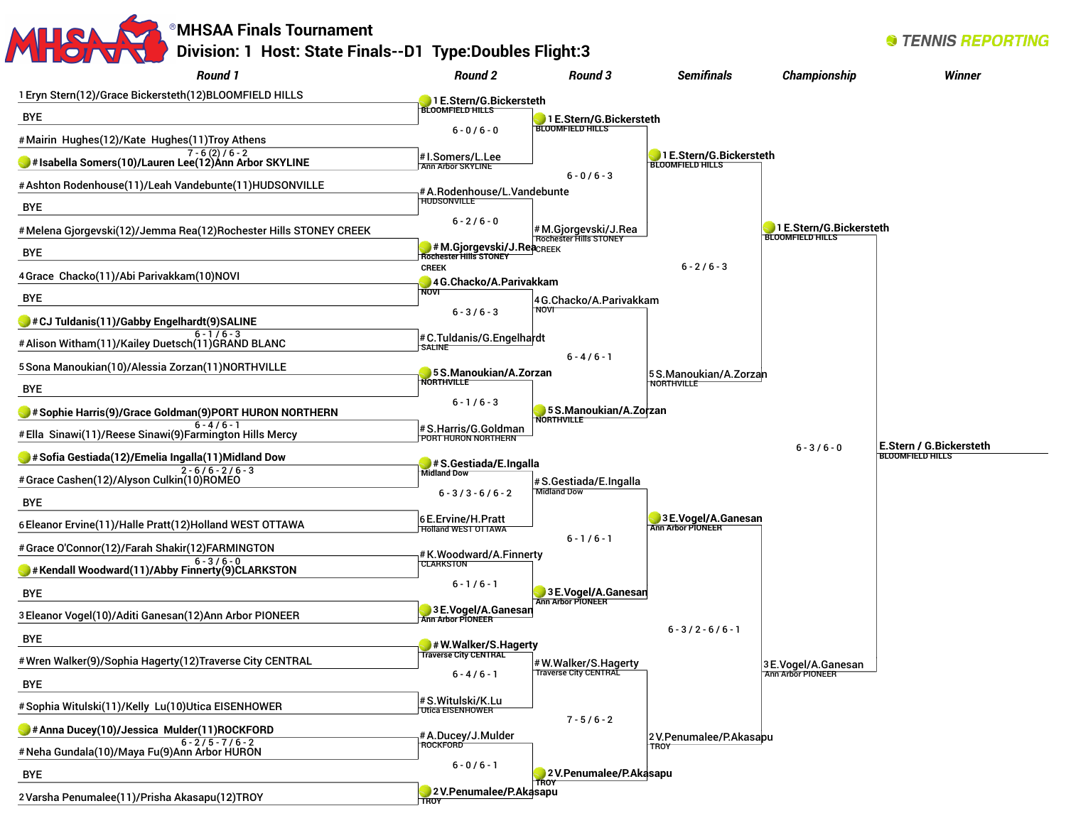# MHSAA Finals Tournament

## Division: 1 Host: State Finals--D1 Type:Doubles Flight:3

TENNIS REPORTING

### Round 1

- 1 Eryn Stern(12)/Grace Bickersteth(12)BLOOMFIELD HILLS
- BYE
- # Mairin Hughes(12)/Kate Hughes(11)Troy Athens
- **# Isabella Somers(10)/Lauren Lee(12)Ann Arbor SKYLINE** — 7 - 6 (2) / 6 - 2
- # Ashton Rodenhouse(11)/Leah Vandebunte(11)HUDSONVILLE
- BYE
- # Melena Gjorgevski(12)/Jemma Rea(12)Rochester Hills STONEY CREEK
- BYE
- 4 Grace Chacko(11)/Abi Parivakkam(10)NOVI
- BYE
- **# CJ Tuldanis(11)/Gabby Engelhardt(9)SALINE** — 6 - 1 / 6 - 3
- # Alison Witham(11)/Kailey Duetsch(11)GRAND BLANC
- 5 Sona Manoukian(10)/Alessia Zorzan(11)NORTHVILLE
- BYE
- **# Sophie Harris(9)/Grace Goldman(9)PORT HURON NORTHERN** — 6 - 4 / 6 - 1
- # Ella Sinawi(11)/Reese Sinawi(9)Farmington Hills Mercy
- **# Sofia Gestiada(12)/Emelia Ingalla(11)Midland Dow** — 2 - 6 / 6 - 2 / 6 - 3
- # Grace Cashen(12)/Alyson Culkin(10)ROMEO
- BYE
- 6 Eleanor Ervine(11)/Halle Pratt(12)Holland WEST OTTAWA
- # Grace O'Connor(12)/Farah Shakir(12)FARMINGTON
- **# Kendall Woodward(11)/Abby Finnerty(9)CLARKSTON** — 6 - 3 / 6 - 0
- BYE
- 3 Eleanor Vogel(10)/Aditi Ganesan(12)Ann Arbor PIONEER
- BYE
- # Wren Walker(9)/Sophia Hagerty(12)Traverse City CENTRAL
- BYE
- # Sophia Witulski(11)/Kelly Lu(10)Utica EISENHOWER
- **# Anna Ducey(10)/Jessica Mulder(11)ROCKFORD** — 6 - 2 / 5 - 7 / 6 - 2
- # Neha Gundala(10)/Maya Fu(9)Ann Arbor HURON
- BYE
- 2 Varsha Penumalee(11)/Prisha Akasapu(12)TROY

### Round 2

- **1 E.Stern/G.Bickersteth** BLOOMFIELD HILLS def. # I.Somers/L.Lee Ann Arbor SKYLINE — 6 - 0 / 6 - 0
- **# M.Gjorgevski/J.Rea** Rochester Hills STONEY CREEK def. # A.Rodenhouse/L.Vandebunte HUDSONVILLE — 6 - 2 / 6 - 0
- **4 G.Chacko/A.Parivakkam** NOVI def. # C.Tuldanis/G.Engelhardt SALINE — 6 - 3 / 6 - 3
- **5 S.Manoukian/A.Zorzan** NORTHVILLE def. # S.Harris/G.Goldman PORT HURON NORTHERN — 6 - 1 / 6 - 3
- **# S.Gestiada/E.Ingalla** Midland Dow def. 6 E.Ervine/H.Pratt Holland WEST OTTAWA — 6 - 3 / 3 - 6 / 6 - 2
- **3 E.Vogel/A.Ganesan** Ann Arbor PIONEER def. # K.Woodward/A.Finnerty CLARKSTON — 6 - 1 / 6 - 1
- **# W.Walker/S.Hagerty** Traverse City CENTRAL def. # S.Witulski/K.Lu Utica EISENHOWER — 6 - 4 / 6 - 1
- **2 V.Penumalee/P.Akasapu** TROY def. # A.Ducey/J.Mulder ROCKFORD — 6 - 0 / 6 - 1

### Round 3

- **1 E.Stern/G.Bickersteth** BLOOMFIELD HILLS def. # M.Gjorgevski/J.Rea Rochester Hills STONEY CREEK — 6 - 0 / 6 - 3
- **5 S.Manoukian/A.Zorzan** NORTHVILLE def. 4 G.Chacko/A.Parivakkam NOVI — 6 - 4 / 6 - 1
- **3 E.Vogel/A.Ganesan** Ann Arbor PIONEER def. # S.Gestiada/E.Ingalla Midland Dow — 6 - 1 / 6 - 1
- **2 V.Penumalee/P.Akasapu** TROY def. # W.Walker/S.Hagerty Traverse City CENTRAL — 7 - 5 / 6 - 2

### Semifinals

- **1 E.Stern/G.Bickersteth** BLOOMFIELD HILLS def. 5 S.Manoukian/A.Zorzan NORTHVILLE — 6 - 2 / 6 - 3
- **3 E.Vogel/A.Ganesan** Ann Arbor PIONEER def. 2 V.Penumalee/P.Akasapu TROY — 6 - 3 / 2 - 6 / 6 - 1

### Championship

- **1 E.Stern/G.Bickersteth** BLOOMFIELD HILLS def. 3 E.Vogel/A.Ganesan Ann Arbor PIONEER — 6 - 3 / 6 - 0

### Winner

E.Stern / G.Bickersteth
BLOOMFIELD HILLS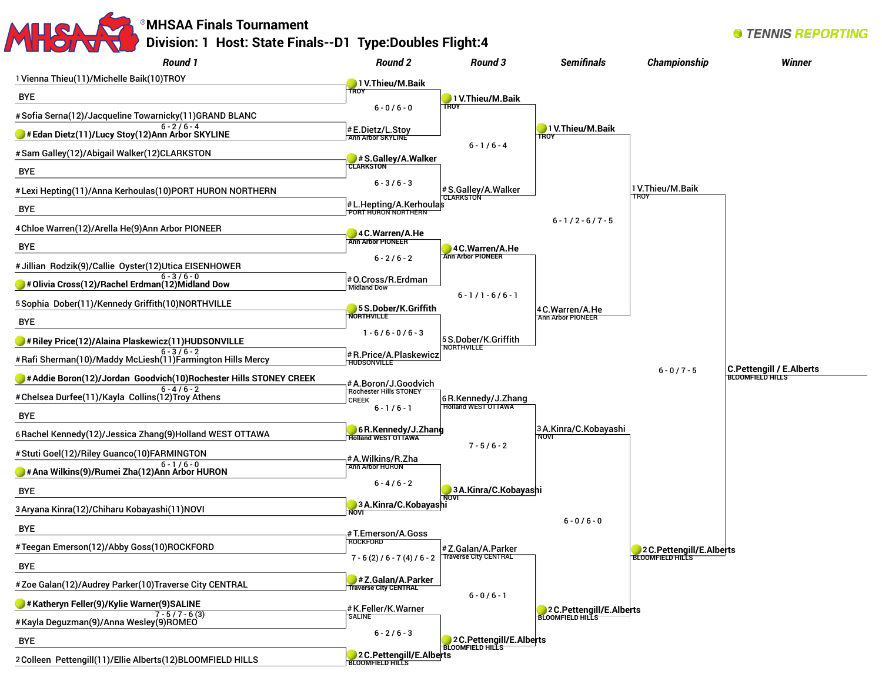# MHSAA Finals Tournament

## Division: 1 Host: State Finals--D1 Type:Doubles Flight:4

TENNIS REPORTING

**Round 1**

1 Vienna Thieu(11)/Michelle Baik(10)TROY
BYE

# Sofia Serna(12)/Jacqueline Towarnicky(11)GRAND BLANC
6 - 2 / 6 - 4
# **Edan Dietz(11)/Lucy Stoy(12)Ann Arbor SKYLINE**

# Sam Galley(12)/Abigail Walker(12)CLARKSTON
BYE

# Lexi Hepting(11)/Anna Kerhoulas(10)PORT HURON NORTHERN
BYE

4 Chloe Warren(12)/Arella He(9)Ann Arbor PIONEER
BYE

# Jillian Rodzik(9)/Callie Oyster(12)Utica EISENHOWER
6 - 3 / 6 - 0
# **Olivia Cross(12)/Rachel Erdman(12)Midland Dow**

5 Sophia Dober(11)/Kennedy Griffith(10)NORTHVILLE
BYE

# **Riley Price(12)/Alaina Plaskewicz(11)HUDSONVILLE**
6 - 3 / 6 - 2
# Rafi Sherman(10)/Maddy McLiesh(11)Farmington Hills Mercy

# **Addie Boron(12)/Jordan Goodvich(10)Rochester Hills STONEY CREEK**
6 - 4 / 6 - 2
# Chelsea Durfee(11)/Kayla Collins(12)Troy Athens

BYE
6 Rachel Kennedy(12)/Jessica Zhang(9)Holland WEST OTTAWA

# Stuti Goel(12)/Riley Guanco(10)FARMINGTON
6 - 1 / 6 - 0
# **Ana Wilkins(9)/Rumei Zha(12)Ann Arbor HURON**

BYE
3 Aryana Kinra(12)/Chiharu Kobayashi(11)NOVI

BYE
# Teegan Emerson(12)/Abby Goss(10)ROCKFORD

BYE
# Zoe Galan(12)/Audrey Parker(10)Traverse City CENTRAL

# **Katheryn Feller(9)/Kylie Warner(9)SALINE**
7 - 5 / 7 - 6 (3)
# Kayla Deguzman(9)/Anna Wesley(9)ROMEO

BYE
2 Colleen Pettengill(11)/Ellie Alberts(12)BLOOMFIELD HILLS

**Round 2**

**1 V.Thieu/M.Baik** TROY
6 - 0 / 6 - 0
# E.Dietz/L.Stoy Ann Arbor SKYLINE

**# S.Galley/A.Walker** CLARKSTON
6 - 3 / 6 - 3
# L.Hepting/A.Kerhoulas PORT HURON NORTHERN

**4 C.Warren/A.He** Ann Arbor PIONEER
6 - 2 / 6 - 2
# O.Cross/R.Erdman Midland Dow

**5 S.Dober/K.Griffith** NORTHVILLE
1 - 6 / 6 - 0 / 6 - 3
# R.Price/A.Plaskewicz HUDSONVILLE

# A.Boron/J.Goodvich Rochester Hills STONEY CREEK
6 - 1 / 6 - 1
**6 R.Kennedy/J.Zhang** Holland WEST OTTAWA

# A.Wilkins/R.Zha Ann Arbor HURON
6 - 4 / 6 - 2
**3 A.Kinra/C.Kobayashi** NOVI

# T.Emerson/A.Goss ROCKFORD
7 - 6 (2) / 6 - 7 (4) / 6 - 2
**# Z.Galan/A.Parker** Traverse City CENTRAL

# K.Feller/K.Warner SALINE
6 - 2 / 6 - 3
**2 C.Pettengill/E.Alberts** BLOOMFIELD HILLS

**Round 3**

**1 V.Thieu/M.Baik** TROY
6 - 1 / 6 - 4
# S.Galley/A.Walker CLARKSTON

**4 C.Warren/A.He** Ann Arbor PIONEER
6 - 1 / 1 - 6 / 6 - 1
5 S.Dober/K.Griffith NORTHVILLE

6 R.Kennedy/J.Zhang Holland WEST OTTAWA
7 - 5 / 6 - 2
**3 A.Kinra/C.Kobayashi** NOVI

# Z.Galan/A.Parker Traverse City CENTRAL
6 - 0 / 6 - 1
**2 C.Pettengill/E.Alberts** BLOOMFIELD HILLS

**Semifinals**

**1 V.Thieu/M.Baik** TROY
6 - 1 / 2 - 6 / 7 - 5
4 C.Warren/A.He Ann Arbor PIONEER

3 A.Kinra/C.Kobayashi NOVI
6 - 0 / 6 - 0
**2 C.Pettengill/E.Alberts** BLOOMFIELD HILLS

**Championship**

1 V.Thieu/M.Baik TROY
6 - 0 / 7 - 5
**2 C.Pettengill/E.Alberts** BLOOMFIELD HILLS

**Winner**

C.Pettengill / E.Alberts BLOOMFIELD HILLS